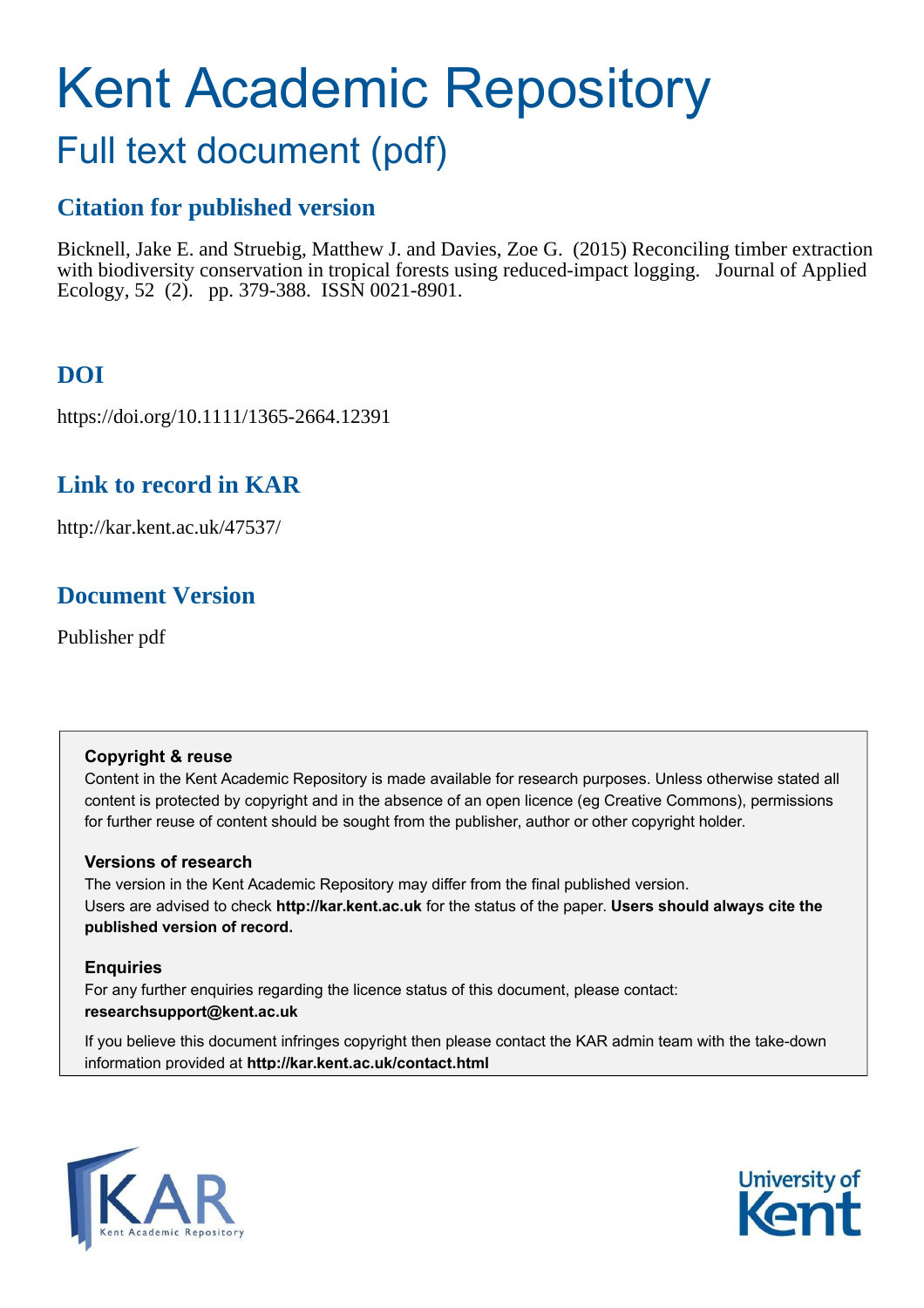# Kent Academic Repository

## Full text document (pdf)

### Citation for published version

Bicknell, Jake E. and Struebig, Matthew J. and Davies, Zoe G. (2015) Reconciling timber extraction with biodiversity conservation in tropical forests using reduced-impact logging. Journal of Applied Ecology, 52 (2). pp. 379-388. ISSN 0021-8901.

### DOI

https://doi.org/10.1111/1365-2664.12391

### Link to record in KAR

http://kar.kent.ac.uk/47537/

### Document Version

Publisher pdf

**Copyright & reuse**

Content in the Kent Academic Repository is made available for research purposes. Unless otherwise stated all content is protected by copyright and in the absence of an open licence (eg Creative Commons), permissions for further reuse of content should be sought from the publisher, author or other copyright holder.

**Versions of research**

The version in the Kent Academic Repository may differ from the final published version. Users are advised to check **http://kar.kent.ac.uk** for the status of the paper. **Users should always cite the published version of record.**

**Enquiries**

For any further enquiries regarding the licence status of this document, please contact: **researchsupport@kent.ac.uk**

If you believe this document infringes copyright then please contact the KAR admin team with the take-down information provided at **http://kar.kent.ac.uk/contact.html**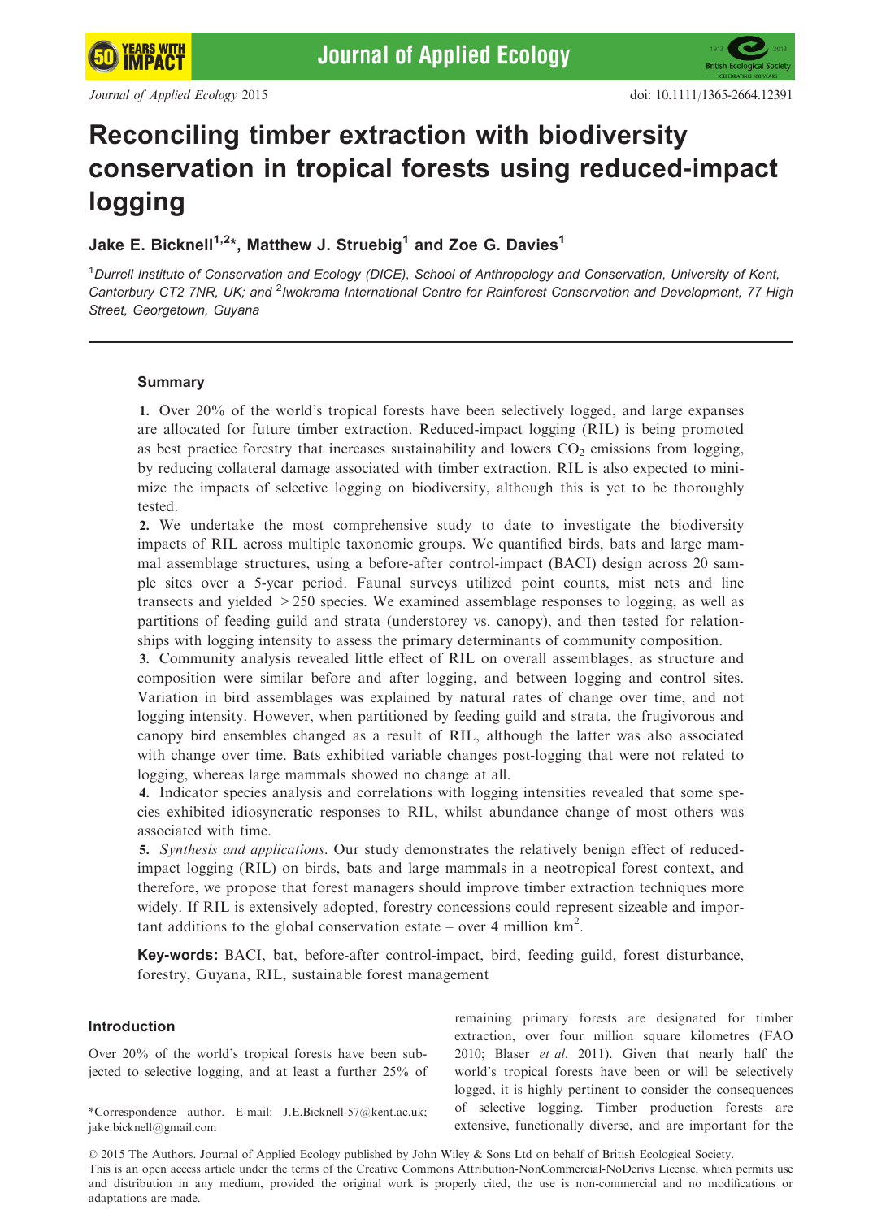# Reconciling timber extraction with biodiversity conservation in tropical forests using reduced-impact logging

**Jake E. Bicknell[1,2]\*, Matthew J. Struebig[1] and Zoe G. Davies[1]**

[1]*Durrell Institute of Conservation and Ecology (DICE), School of Anthropology and Conservation, University of Kent, Canterbury CT2 7NR, UK; and* [2]*Iwokrama International Centre for Rainforest Conservation and Development, 77 High Street, Georgetown, Guyana*

## Summary

**1.** Over 20% of the world's tropical forests have been selectively logged, and large expanses are allocated for future timber extraction. Reduced-impact logging (RIL) is being promoted as best practice forestry that increases sustainability and lowers $CO_2$ emissions from logging, by reducing collateral damage associated with timber extraction. RIL is also expected to minimize the impacts of selective logging on biodiversity, although this is yet to be thoroughly tested.

**2.** We undertake the most comprehensive study to date to investigate the biodiversity impacts of RIL across multiple taxonomic groups. We quantified birds, bats and large mammal assemblage structures, using a before-after control-impact (BACI) design across 20 sample sites over a 5-year period. Faunal surveys utilized point counts, mist nets and line transects and yielded >250 species. We examined assemblage responses to logging, as well as partitions of feeding guild and strata (understorey vs. canopy), and then tested for relationships with logging intensity to assess the primary determinants of community composition.

**3.** Community analysis revealed little effect of RIL on overall assemblages, as structure and composition were similar before and after logging, and between logging and control sites. Variation in bird assemblages was explained by natural rates of change over time, and not logging intensity. However, when partitioned by feeding guild and strata, the frugivorous and canopy bird ensembles changed as a result of RIL, although the latter was also associated with change over time. Bats exhibited variable changes post-logging that were not related to logging, whereas large mammals showed no change at all.

**4.** Indicator species analysis and correlations with logging intensities revealed that some species exhibited idiosyncratic responses to RIL, whilst abundance change of most others was associated with time.

**5.** *Synthesis and applications*. Our study demonstrates the relatively benign effect of reduced-impact logging (RIL) on birds, bats and large mammals in a neotropical forest context, and therefore, we propose that forest managers should improve timber extraction techniques more widely. If RIL is extensively adopted, forestry concessions could represent sizeable and important additions to the global conservation estate – over 4 million km$^2$.

**Key-words:** BACI, bat, before-after control-impact, bird, feeding guild, forest disturbance, forestry, Guyana, RIL, sustainable forest management

## Introduction

Over 20% of the world's tropical forests have been subjected to selective logging, and at least a further 25% of remaining primary forests are designated for timber extraction, over four million square kilometres (FAO 2010; Blaser *et al.* 2011). Given that nearly half the world's tropical forests have been or will be selectively logged, it is highly pertinent to consider the consequences of selective logging. Timber production forests are extensive, functionally diverse, and are important for the

\*Correspondence author. E-mail: J.E.Bicknell-57@kent.ac.uk; jake.bicknell@gmail.com

© 2015 The Authors. Journal of Applied Ecology published by John Wiley & Sons Ltd on behalf of British Ecological Society.
This is an open access article under the terms of the Creative Commons Attribution-NonCommercial-NoDerivs License, which permits use and distribution in any medium, provided the original work is properly cited, the use is non-commercial and no modifications or adaptations are made.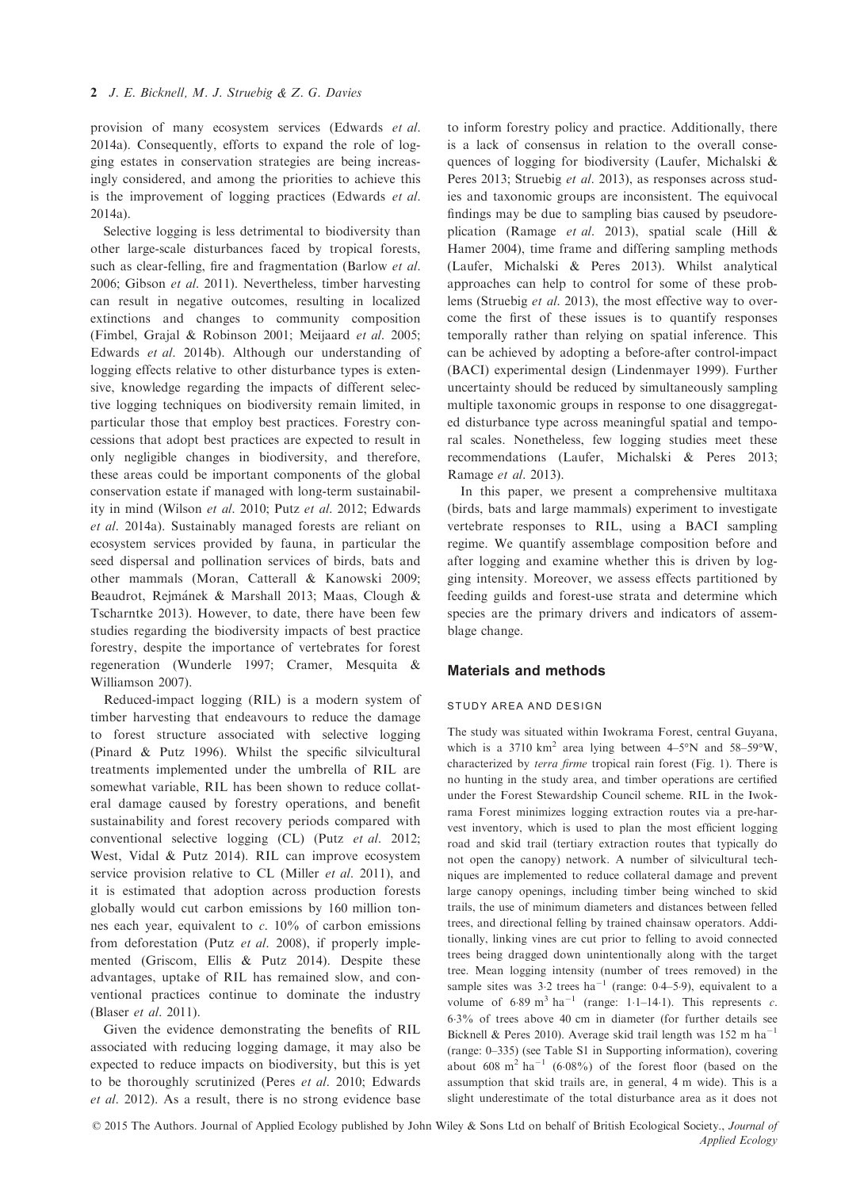provision of many ecosystem services (Edwards *et al.* 2014a). Consequently, efforts to expand the role of logging estates in conservation strategies are being increasingly considered, and among the priorities to achieve this is the improvement of logging practices (Edwards *et al.* 2014a).

Selective logging is less detrimental to biodiversity than other large-scale disturbances faced by tropical forests, such as clear-felling, fire and fragmentation (Barlow *et al.* 2006; Gibson *et al.* 2011). Nevertheless, timber harvesting can result in negative outcomes, resulting in localized extinctions and changes to community composition (Fimbel, Grajal & Robinson 2001; Meijaard *et al.* 2005; Edwards *et al.* 2014b). Although our understanding of logging effects relative to other disturbance types is extensive, knowledge regarding the impacts of different selective logging techniques on biodiversity remain limited, in particular those that employ best practices. Forestry concessions that adopt best practices are expected to result in only negligible changes in biodiversity, and therefore, these areas could be important components of the global conservation estate if managed with long-term sustainability in mind (Wilson *et al.* 2010; Putz *et al.* 2012; Edwards *et al.* 2014a). Sustainably managed forests are reliant on ecosystem services provided by fauna, in particular the seed dispersal and pollination services of birds, bats and other mammals (Moran, Catterall & Kanowski 2009; Beaudrot, Rejmánek & Marshall 2013; Maas, Clough & Tscharntke 2013). However, to date, there have been few studies regarding the biodiversity impacts of best practice forestry, despite the importance of vertebrates for forest regeneration (Wunderle 1997; Cramer, Mesquita & Williamson 2007).

Reduced-impact logging (RIL) is a modern system of timber harvesting that endeavours to reduce the damage to forest structure associated with selective logging (Pinard & Putz 1996). Whilst the specific silvicultural treatments implemented under the umbrella of RIL are somewhat variable, RIL has been shown to reduce collateral damage caused by forestry operations, and benefit sustainability and forest recovery periods compared with conventional selective logging (CL) (Putz *et al.* 2012; West, Vidal & Putz 2014). RIL can improve ecosystem service provision relative to CL (Miller *et al.* 2011), and it is estimated that adoption across production forests globally would cut carbon emissions by 160 million tonnes each year, equivalent to *c.* 10% of carbon emissions from deforestation (Putz *et al.* 2008), if properly implemented (Griscom, Ellis & Putz 2014). Despite these advantages, uptake of RIL has remained slow, and conventional practices continue to dominate the industry (Blaser *et al.* 2011).

Given the evidence demonstrating the benefits of RIL associated with reducing logging damage, it may also be expected to reduce impacts on biodiversity, but this is yet to be thoroughly scrutinized (Peres *et al.* 2010; Edwards *et al.* 2012). As a result, there is no strong evidence base to inform forestry policy and practice. Additionally, there is a lack of consensus in relation to the overall consequences of logging for biodiversity (Laufer, Michalski & Peres 2013; Struebig *et al.* 2013), as responses across studies and taxonomic groups are inconsistent. The equivocal findings may be due to sampling bias caused by pseudoreplication (Ramage *et al.* 2013), spatial scale (Hill & Hamer 2004), time frame and differing sampling methods (Laufer, Michalski & Peres 2013). Whilst analytical approaches can help to control for some of these problems (Struebig *et al.* 2013), the most effective way to overcome the first of these issues is to quantify responses temporally rather than relying on spatial inference. This can be achieved by adopting a before-after control-impact (BACI) experimental design (Lindenmayer 1999). Further uncertainty should be reduced by simultaneously sampling multiple taxonomic groups in response to one disaggregated disturbance type across meaningful spatial and temporal scales. Nonetheless, few logging studies meet these recommendations (Laufer, Michalski & Peres 2013; Ramage *et al.* 2013).

In this paper, we present a comprehensive multitaxa (birds, bats and large mammals) experiment to investigate vertebrate responses to RIL, using a BACI sampling regime. We quantify assemblage composition before and after logging and examine whether this is driven by logging intensity. Moreover, we assess effects partitioned by feeding guilds and forest-use strata and determine which species are the primary drivers and indicators of assemblage change.

## Materials and methods

### STUDY AREA AND DESIGN

The study was situated within Iwokrama Forest, central Guyana, which is a 3710 $km^2$ area lying between 4–5°N and 58–59°W, characterized by *terra firme* tropical rain forest (Fig. 1). There is no hunting in the study area, and timber operations are certified under the Forest Stewardship Council scheme. RIL in the Iwokrama Forest minimizes logging extraction routes via a pre-harvest inventory, which is used to plan the most efficient logging road and skid trail (tertiary extraction routes that typically do not open the canopy) network. A number of silvicultural techniques are implemented to reduce collateral damage and prevent large canopy openings, including timber being winched to skid trails, the use of minimum diameters and distances between felled trees, and directional felling by trained chainsaw operators. Additionally, linking vines are cut prior to felling to avoid connected trees being dragged down unintentionally along with the target tree. Mean logging intensity (number of trees removed) in the sample sites was 3·2 trees $ha^{-1}$ (range: 0·4–5·9), equivalent to a volume of 6·89 $m^3$ $ha^{-1}$ (range: 1·1–14·1). This represents *c.* 6·3% of trees above 40 cm in diameter (for further details see Bicknell & Peres 2010). Average skid trail length was 152 m $ha^{-1}$ (range: 0–335) (see Table S1 in Supporting information), covering about 608 $m^2$ $ha^{-1}$ (6·08%) of the forest floor (based on the assumption that skid trails are, in general, 4 m wide). This is a slight underestimate of the total disturbance area as it does not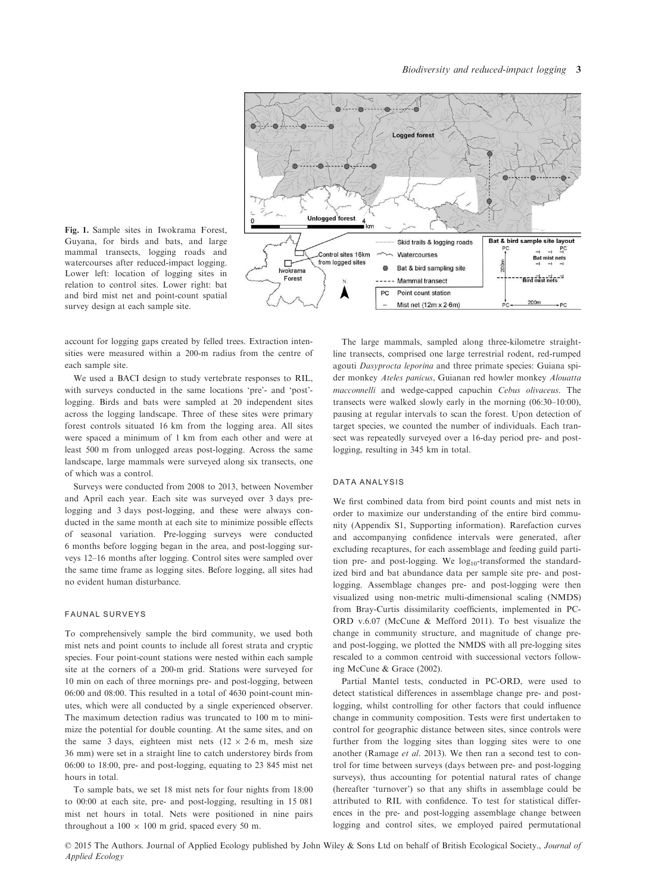Fig. 1. Sample sites in Iwokrama Forest, Guyana, for birds and bats, and large mammal transects, logging roads and watercourses after reduced-impact logging. Lower left: location of logging sites in relation to control sites. Lower right: bat and bird mist net and point-count spatial survey design at each sample site.

account for logging gaps created by felled trees. Extraction intensities were measured within a 200-m radius from the centre of each sample site.

We used a BACI design to study vertebrate responses to RIL, with surveys conducted in the same locations 'pre'- and 'post'-logging. Birds and bats were sampled at 20 independent sites across the logging landscape. Three of these sites were primary forest controls situated 16 km from the logging area. All sites were spaced a minimum of 1 km from each other and were at least 500 m from unlogged areas post-logging. Across the same landscape, large mammals were surveyed along six transects, one of which was a control.

Surveys were conducted from 2008 to 2013, between November and April each year. Each site was surveyed over 3 days pre-logging and 3 days post-logging, and these were always conducted in the same month at each site to minimize possible effects of seasonal variation. Pre-logging surveys were conducted 6 months before logging began in the area, and post-logging surveys 12–16 months after logging. Control sites were sampled over the same time frame as logging sites. Before logging, all sites had no evident human disturbance.

### FAUNAL SURVEYS

To comprehensively sample the bird community, we used both mist nets and point counts to include all forest strata and cryptic species. Four point-count stations were nested within each sample site at the corners of a 200-m grid. Stations were surveyed for 10 min on each of three mornings pre- and post-logging, between 06:00 and 08:00. This resulted in a total of 4630 point-count minutes, which were all conducted by a single experienced observer. The maximum detection radius was truncated to 100 m to minimize the potential for double counting. At the same sites, and on the same 3 days, eighteen mist nets (12 × 2·6 m, mesh size 36 mm) were set in a straight line to catch understorey birds from 06:00 to 18:00, pre- and post-logging, equating to 23 845 mist net hours in total.

To sample bats, we set 18 mist nets for four nights from 18:00 to 00:00 at each site, pre- and post-logging, resulting in 15 081 mist net hours in total. Nets were positioned in nine pairs throughout a 100 × 100 m grid, spaced every 50 m.

The large mammals, sampled along three-kilometre straight-line transects, comprised one large terrestrial rodent, red-rumped agouti *Dasyprocta leporina* and three primate species: Guiana spider monkey *Ateles panicus*, Guianan red howler monkey *Alouatta macconnelli* and wedge-capped capuchin *Cebus olivaceus*. The transects were walked slowly early in the morning (06:30–10:00), pausing at regular intervals to scan the forest. Upon detection of target species, we counted the number of individuals. Each transect was repeatedly surveyed over a 16-day period pre- and post-logging, resulting in 345 km in total.

### DATA ANALYSIS

We first combined data from bird point counts and mist nets in order to maximize our understanding of the entire bird community (Appendix S1, Supporting information). Rarefaction curves and accompanying confidence intervals were generated, after excluding recaptures, for each assemblage and feeding guild partition pre- and post-logging. We $\log_{10}$-transformed the standardized bird and bat abundance data per sample site pre- and post-logging. Assemblage changes pre- and post-logging were then visualized using non-metric multi-dimensional scaling (NMDS) from Bray-Curtis dissimilarity coefficients, implemented in PC-ORD v.6.07 (McCune & Mefford 2011). To best visualize the change in community structure, and magnitude of change pre- and post-logging, we plotted the NMDS with all pre-logging sites rescaled to a common centroid with successional vectors following McCune & Grace (2002).

Partial Mantel tests, conducted in PC-ORD, were used to detect statistical differences in assemblage change pre- and post-logging, whilst controlling for other factors that could influence change in community composition. Tests were first undertaken to control for geographic distance between sites, since controls were further from the logging sites than logging sites were to one another (Ramage *et al.* 2013). We then ran a second test to control for time between surveys (days between pre- and post-logging surveys), thus accounting for potential natural rates of change (hereafter 'turnover') so that any shifts in assemblage could be attributed to RIL with confidence. To test for statistical differences in the pre- and post-logging assemblage change between logging and control sites, we employed paired permutational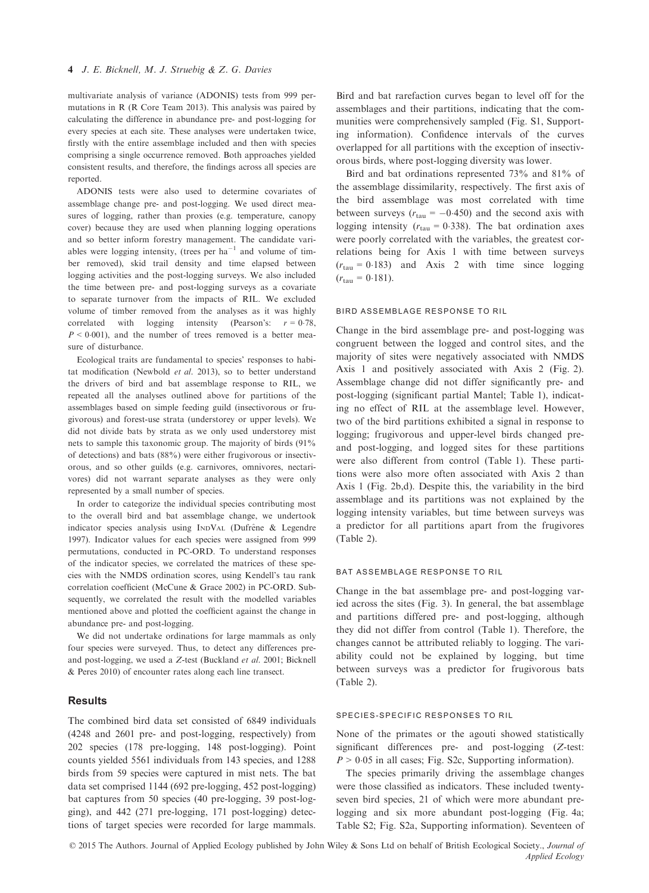multivariate analysis of variance (ADONIS) tests from 999 permutations in R (R Core Team 2013). This analysis was paired by calculating the difference in abundance pre- and post-logging for every species at each site. These analyses were undertaken twice, firstly with the entire assemblage included and then with species comprising a single occurrence removed. Both approaches yielded consistent results, and therefore, the findings across all species are reported.

ADONIS tests were also used to determine covariates of assemblage change pre- and post-logging. We used direct measures of logging, rather than proxies (e.g. temperature, canopy cover) because they are used when planning logging operations and so better inform forestry management. The candidate variables were logging intensity, (trees per ha$^{-1}$ and volume of timber removed), skid trail density and time elapsed between logging activities and the post-logging surveys. We also included the time between pre- and post-logging surveys as a covariate to separate turnover from the impacts of RIL. We excluded volume of timber removed from the analyses as it was highly correlated with logging intensity (Pearson's: $r = 0{\cdot}78$, $P < 0{\cdot}001$), and the number of trees removed is a better measure of disturbance.

Ecological traits are fundamental to species' responses to habitat modification (Newbold *et al.* 2013), so to better understand the drivers of bird and bat assemblage response to RIL, we repeated all the analyses outlined above for partitions of the assemblages based on simple feeding guild (insectivorous or frugivorous) and forest-use strata (understorey or upper levels). We did not divide bats by strata as we only used understorey mist nets to sample this taxonomic group. The majority of birds (91% of detections) and bats (88%) were either frugivorous or insectivorous, and so other guilds (e.g. carnivores, omnivores, nectarivores) did not warrant separate analyses as they were only represented by a small number of species.

In order to categorize the individual species contributing most to the overall bird and bat assemblage change, we undertook indicator species analysis using IndVal (Dufrêne & Legendre 1997). Indicator values for each species were assigned from 999 permutations, conducted in PC-ORD. To understand responses of the indicator species, we correlated the matrices of these species with the NMDS ordination scores, using Kendell's tau rank correlation coefficient (McCune & Grace 2002) in PC-ORD. Subsequently, we correlated the result with the modelled variables mentioned above and plotted the coefficient against the change in abundance pre- and post-logging.

We did not undertake ordinations for large mammals as only four species were surveyed. Thus, to detect any differences pre- and post-logging, we used a *Z*-test (Buckland *et al.* 2001; Bicknell & Peres 2010) of encounter rates along each line transect.

## Results

The combined bird data set consisted of 6849 individuals (4248 and 2601 pre- and post-logging, respectively) from 202 species (178 pre-logging, 148 post-logging). Point counts yielded 5561 individuals from 143 species, and 1288 birds from 59 species were captured in mist nets. The bat data set comprised 1144 (692 pre-logging, 452 post-logging) bat captures from 50 species (40 pre-logging, 39 post-logging), and 442 (271 pre-logging, 171 post-logging) detections of target species were recorded for large mammals. Bird and bat rarefaction curves began to level off for the assemblages and their partitions, indicating that the communities were comprehensively sampled (Fig. S1, Supporting information). Confidence intervals of the curves overlapped for all partitions with the exception of insectivorous birds, where post-logging diversity was lower.

Bird and bat ordinations represented 73% and 81% of the assemblage dissimilarity, respectively. The first axis of the bird assemblage was most correlated with time between surveys ($r_{tau} = -0{\cdot}450$) and the second axis with logging intensity ($r_{tau} = 0{\cdot}338$). The bat ordination axes were poorly correlated with the variables, the greatest correlations being for Axis 1 with time between surveys ($r_{tau} = 0{\cdot}183$) and Axis 2 with time since logging ($r_{tau} = 0{\cdot}181$).

### BIRD ASSEMBLAGE RESPONSE TO RIL

Change in the bird assemblage pre- and post-logging was congruent between the logged and control sites, and the majority of sites were negatively associated with NMDS Axis 1 and positively associated with Axis 2 (Fig. 2). Assemblage change did not differ significantly pre- and post-logging (significant partial Mantel; Table 1), indicating no effect of RIL at the assemblage level. However, two of the bird partitions exhibited a signal in response to logging; frugivorous and upper-level birds changed pre- and post-logging, and logged sites for these partitions were also different from control (Table 1). These partitions were also more often associated with Axis 2 than Axis 1 (Fig. 2b,d). Despite this, the variability in the bird assemblage and its partitions was not explained by the logging intensity variables, but time between surveys was a predictor for all partitions apart from the frugivores (Table 2).

### BAT ASSEMBLAGE RESPONSE TO RIL

Change in the bat assemblage pre- and post-logging varied across the sites (Fig. 3). In general, the bat assemblage and partitions differed pre- and post-logging, although they did not differ from control (Table 1). Therefore, the changes cannot be attributed reliably to logging. The variability could not be explained by logging, but time between surveys was a predictor for frugivorous bats (Table 2).

### SPECIES-SPECIFIC RESPONSES TO RIL

None of the primates or the agouti showed statistically significant differences pre- and post-logging (*Z*-test: $P > 0{\cdot}05$ in all cases; Fig. S2c, Supporting information).

The species primarily driving the assemblage changes were those classified as indicators. These included twenty-seven bird species, 21 of which were more abundant pre-logging and six more abundant post-logging (Fig. 4a; Table S2; Fig. S2a, Supporting information). Seventeen of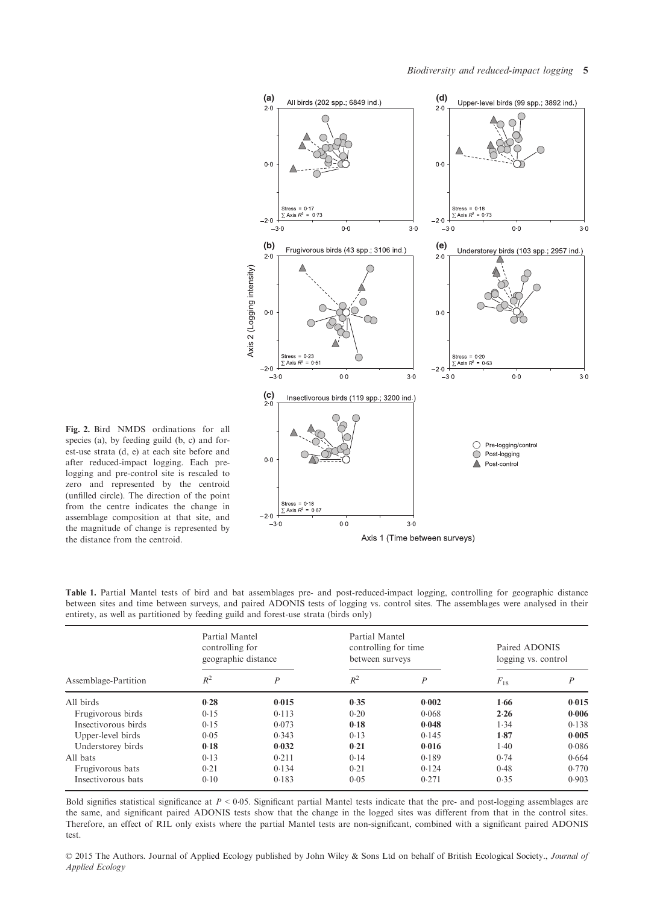Fig. 2. Bird NMDS ordinations for all species (a), by feeding guild (b, c) and forest-use strata (d, e) at each site before and after reduced-impact logging. Each pre-logging and pre-control site is rescaled to zero and represented by the centroid (unfilled circle). The direction of the point from the centre indicates the change in assemblage composition at that site, and the magnitude of change is represented by the distance from the centroid.

**Table 1.** Partial Mantel tests of bird and bat assemblages pre- and post-reduced-impact logging, controlling for geographic distance between sites and time between surveys, and paired ADONIS tests of logging vs. control sites. The assemblages were analysed in their entirety, as well as partitioned by feeding guild and forest-use strata (birds only)

| Assemblage-Partition | Partial Mantel controlling for geographic distance | | Partial Mantel controlling for time between surveys | | Paired ADONIS logging vs. control | |
|---|---|---|---|---|---|---|
| | $R^2$ | $P$ | $R^2$ | $P$ | $F_{18}$ | $P$ |
| All birds | **0·28** | **0·015** | **0·35** | **0·002** | **1·66** | **0·015** |
| Frugivorous birds | 0·15 | 0·113 | 0·20 | 0·068 | **2·26** | **0·006** |
| Insectivorous birds | 0·15 | 0·073 | **0·18** | **0·048** | 1·34 | 0·138 |
| Upper-level birds | 0·05 | 0·343 | 0·13 | 0·145 | **1·87** | **0·005** |
| Understorey birds | **0·18** | **0·032** | **0·21** | **0·016** | 1·40 | 0·086 |
| All bats | 0·13 | 0·211 | 0·14 | 0·189 | 0·74 | 0·664 |
| Frugivorous bats | 0·21 | 0·134 | 0·21 | 0·124 | 0·48 | 0·770 |
| Insectivorous bats | 0·10 | 0·183 | 0·05 | 0·271 | 0·35 | 0·903 |

Bold signifies statistical significance at $P < 0·05$. Significant partial Mantel tests indicate that the pre- and post-logging assemblages are the same, and significant paired ADONIS tests show that the change in the logged sites was different from that in the control sites. Therefore, an effect of RIL only exists where the partial Mantel tests are non-significant, combined with a significant paired ADONIS test.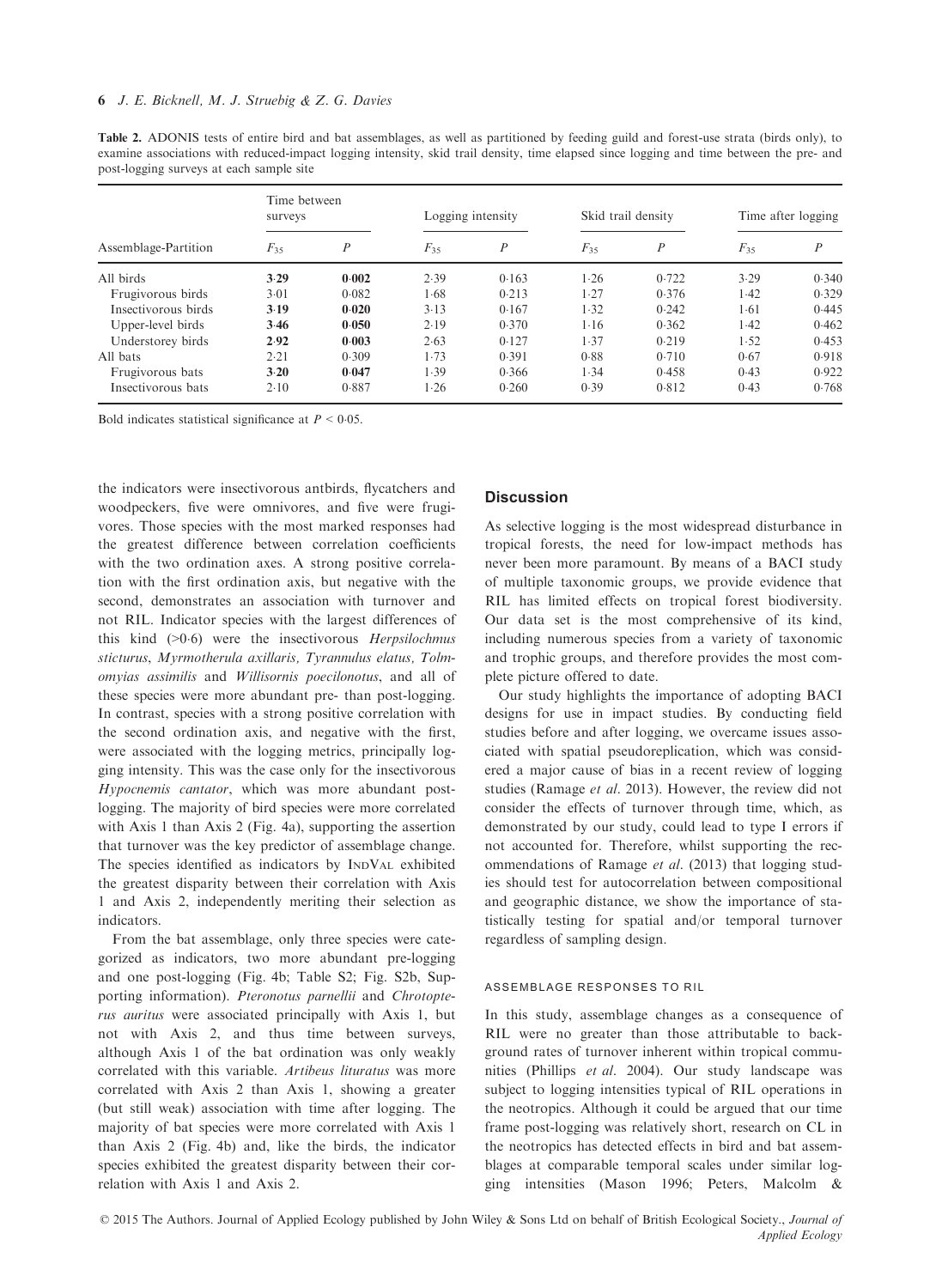**Table 2.** ADONIS tests of entire bird and bat assemblages, as well as partitioned by feeding guild and forest-use strata (birds only), to examine associations with reduced-impact logging intensity, skid trail density, time elapsed since logging and time between the pre- and post-logging surveys at each sample site

| Assemblage-Partition | Time between surveys | | Logging intensity | | Skid trail density | | Time after logging | |
|---|---|---|---|---|---|---|---|---|
| | $F_{35}$ | $P$ | $F_{35}$ | $P$ | $F_{35}$ | $P$ | $F_{35}$ | $P$ |
| All birds | **3·29** | **0·002** | 2·39 | 0·163 | 1·26 | 0·722 | 3·29 | 0·340 |
| Frugivorous birds | 3·01 | 0·082 | 1·68 | 0·213 | 1·27 | 0·376 | 1·42 | 0·329 |
| Insectivorous birds | **3·19** | **0·020** | 3·13 | 0·167 | 1·32 | 0·242 | 1·61 | 0·445 |
| Upper-level birds | **3·46** | **0·050** | 2·19 | 0·370 | 1·16 | 0·362 | 1·42 | 0·462 |
| Understorey birds | **2·92** | **0·003** | 2·63 | 0·127 | 1·37 | 0·219 | 1·52 | 0·453 |
| All bats | 2·21 | 0·309 | 1·73 | 0·391 | 0·88 | 0·710 | 0·67 | 0·918 |
| Frugivorous bats | **3·20** | **0·047** | 1·39 | 0·366 | 1·34 | 0·458 | 0·43 | 0·922 |
| Insectivorous bats | 2·10 | 0·887 | 1·26 | 0·260 | 0·39 | 0·812 | 0·43 | 0·768 |

Bold indicates statistical significance at $P < 0{\cdot}05$.

the indicators were insectivorous antbirds, flycatchers and woodpeckers, five were omnivores, and five were frugivores. Those species with the most marked responses had the greatest difference between correlation coefficients with the two ordination axes. A strong positive correlation with the first ordination axis, but negative with the second, demonstrates an association with turnover and not RIL. Indicator species with the largest differences of this kind (>0·6) were the insectivorous *Herpsilochmus sticturus*, *Myrmotherula axillaris, Tyrannulus elatus, Tolmomyias assimilis* and *Willisornis poecilonotus*, and all of these species were more abundant pre- than post-logging. In contrast, species with a strong positive correlation with the second ordination axis, and negative with the first, were associated with the logging metrics, principally logging intensity. This was the case only for the insectivorous *Hypocnemis cantator*, which was more abundant post-logging. The majority of bird species were more correlated with Axis 1 than Axis 2 (Fig. 4a), supporting the assertion that turnover was the key predictor of assemblage change. The species identified as indicators by IndVal exhibited the greatest disparity between their correlation with Axis 1 and Axis 2, independently meriting their selection as indicators.

From the bat assemblage, only three species were categorized as indicators, two more abundant pre-logging and one post-logging (Fig. 4b; Table S2; Fig. S2b, Supporting information). *Pteronotus parnellii* and *Chrotopterus auritus* were associated principally with Axis 1, but not with Axis 2, and thus time between surveys, although Axis 1 of the bat ordination was only weakly correlated with this variable. *Artibeus lituratus* was more correlated with Axis 2 than Axis 1, showing a greater (but still weak) association with time after logging. The majority of bat species were more correlated with Axis 1 than Axis 2 (Fig. 4b) and, like the birds, the indicator species exhibited the greatest disparity between their correlation with Axis 1 and Axis 2.

## Discussion

As selective logging is the most widespread disturbance in tropical forests, the need for low-impact methods has never been more paramount. By means of a BACI study of multiple taxonomic groups, we provide evidence that RIL has limited effects on tropical forest biodiversity. Our data set is the most comprehensive of its kind, including numerous species from a variety of taxonomic and trophic groups, and therefore provides the most complete picture offered to date.

Our study highlights the importance of adopting BACI designs for use in impact studies. By conducting field studies before and after logging, we overcame issues associated with spatial pseudoreplication, which was considered a major cause of bias in a recent review of logging studies (Ramage *et al.* 2013). However, the review did not consider the effects of turnover through time, which, as demonstrated by our study, could lead to type I errors if not accounted for. Therefore, whilst supporting the recommendations of Ramage *et al.* (2013) that logging studies should test for autocorrelation between compositional and geographic distance, we show the importance of statistically testing for spatial and/or temporal turnover regardless of sampling design.

### ASSEMBLAGE RESPONSES TO RIL

In this study, assemblage changes as a consequence of RIL were no greater than those attributable to background rates of turnover inherent within tropical communities (Phillips *et al.* 2004). Our study landscape was subject to logging intensities typical of RIL operations in the neotropics. Although it could be argued that our time frame post-logging was relatively short, research on CL in the neotropics has detected effects in bird and bat assemblages at comparable temporal scales under similar logging intensities (Mason 1996; Peters, Malcolm &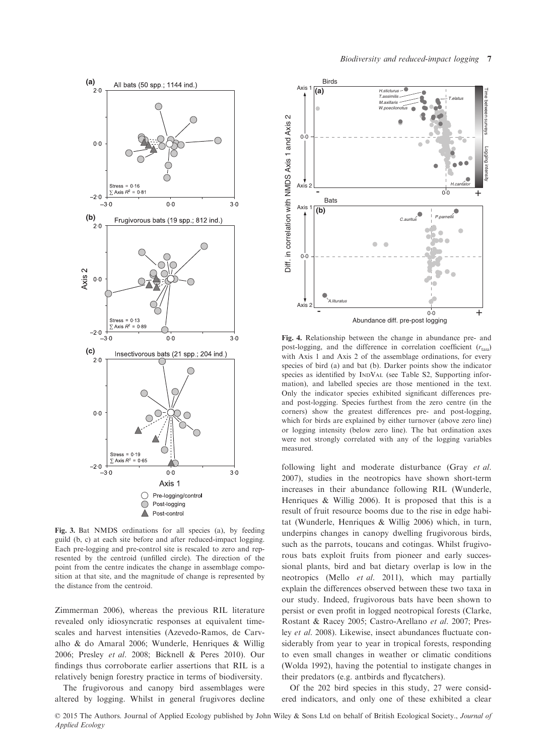Fig. 3. Bat NMDS ordinations for all species (a), by feeding guild (b, c) at each site before and after reduced-impact logging. Each pre-logging and pre-control site is rescaled to zero and represented by the centroid (unfilled circle). The direction of the point from the centre indicates the change in assemblage composition at that site, and the magnitude of change is represented by the distance from the centroid.

Zimmerman 2006), whereas the previous RIL literature revealed only idiosyncratic responses at equivalent timescales and harvest intensities (Azevedo-Ramos, de Carvalho & do Amaral 2006; Wunderle, Henriques & Willig 2006; Presley *et al.* 2008; Bicknell & Peres 2010). Our findings thus corroborate earlier assertions that RIL is a relatively benign forestry practice in terms of biodiversity.

The frugivorous and canopy bird assemblages were altered by logging. Whilst in general frugivores decline following light and moderate disturbance (Gray *et al.* 2007), studies in the neotropics have shown short-term increases in their abundance following RIL (Wunderle, Henriques & Willig 2006). It is proposed that this is a result of fruit resource booms due to the rise in edge habitat (Wunderle, Henriques & Willig 2006) which, in turn, underpins changes in canopy dwelling frugivorous birds, such as the parrots, toucans and cotingas. Whilst frugivorous bats exploit fruits from pioneer and early successional plants, bird and bat dietary overlap is low in the neotropics (Mello *et al.* 2011), which may partially explain the differences observed between these two taxa in our study. Indeed, frugivorous bats have been shown to persist or even profit in logged neotropical forests (Clarke, Rostant & Racey 2005; Castro-Arellano *et al.* 2007; Presley *et al.* 2008). Likewise, insect abundances fluctuate considerably from year to year in tropical forests, responding to even small changes in weather or climatic conditions (Wolda 1992), having the potential to instigate changes in their predators (e.g. antbirds and flycatchers).

Of the 202 bird species in this study, 27 were considered indicators, and only one of these exhibited a clear

Fig. 4. Relationship between the change in abundance pre- and post-logging, and the difference in correlation coefficient ($r_{tau}$) with Axis 1 and Axis 2 of the assemblage ordinations, for every species of bird (a) and bat (b). Darker points show the indicator species as identified by IndVal (see Table S2, Supporting information), and labelled species are those mentioned in the text. Only the indicator species exhibited significant differences pre- and post-logging. Species furthest from the zero centre (in the corners) show the greatest differences pre- and post-logging, which for birds are explained by either turnover (above zero line) or logging intensity (below zero line). The bat ordination axes were not strongly correlated with any of the logging variables measured.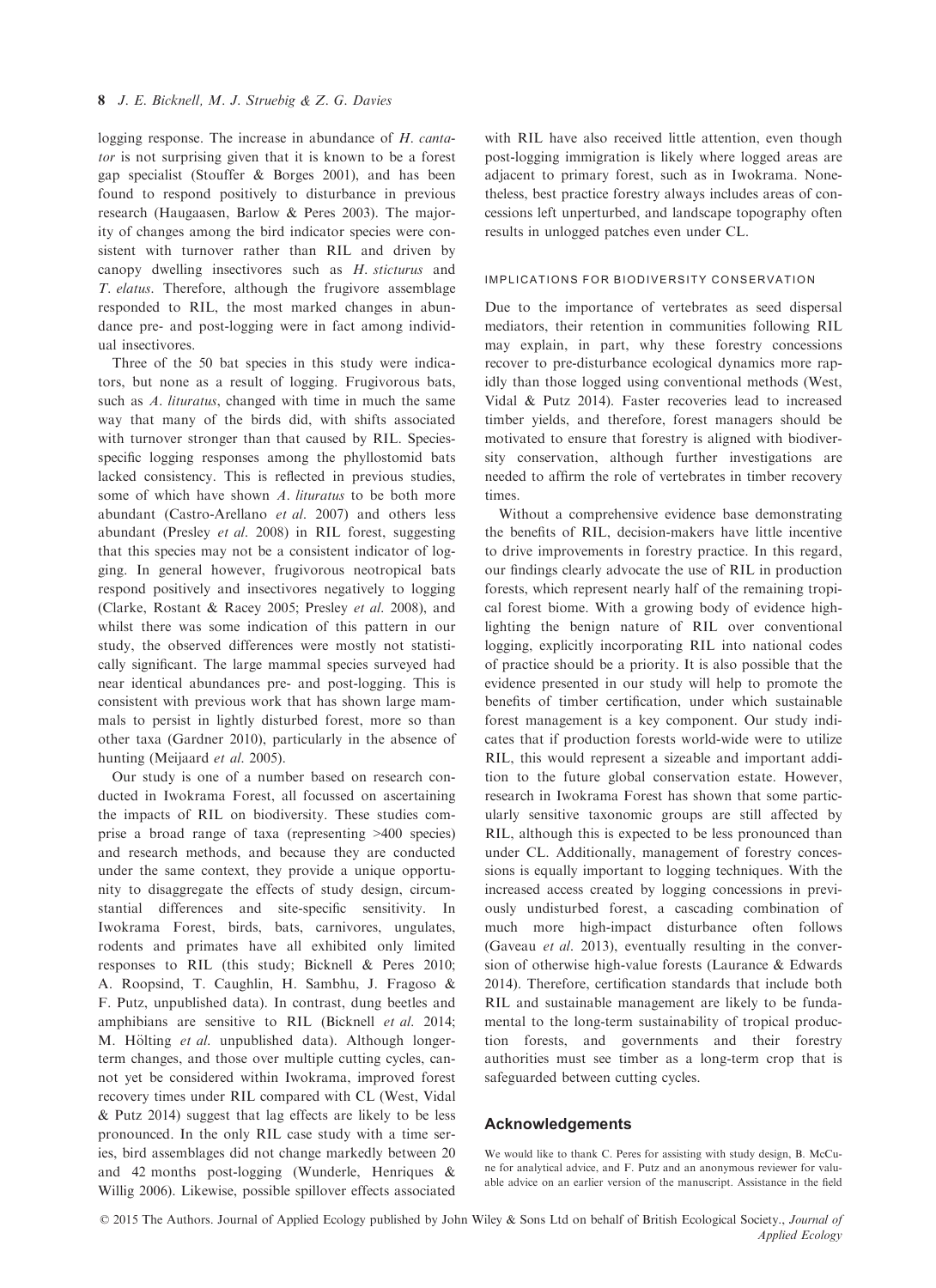logging response. The increase in abundance of *H. cantator* is not surprising given that it is known to be a forest gap specialist (Stouffer & Borges 2001), and has been found to respond positively to disturbance in previous research (Haugaasen, Barlow & Peres 2003). The majority of changes among the bird indicator species were consistent with turnover rather than RIL and driven by canopy dwelling insectivores such as *H. sticturus* and *T. elatus*. Therefore, although the frugivore assemblage responded to RIL, the most marked changes in abundance pre- and post-logging were in fact among individual insectivores.

Three of the 50 bat species in this study were indicators, but none as a result of logging. Frugivorous bats, such as *A. lituratus*, changed with time in much the same way that many of the birds did, with shifts associated with turnover stronger than that caused by RIL. Species-specific logging responses among the phyllostomid bats lacked consistency. This is reflected in previous studies, some of which have shown *A. lituratus* to be both more abundant (Castro-Arellano *et al.* 2007) and others less abundant (Presley *et al.* 2008) in RIL forest, suggesting that this species may not be a consistent indicator of logging. In general however, frugivorous neotropical bats respond positively and insectivores negatively to logging (Clarke, Rostant & Racey 2005; Presley *et al.* 2008), and whilst there was some indication of this pattern in our study, the observed differences were mostly not statistically significant. The large mammal species surveyed had near identical abundances pre- and post-logging. This is consistent with previous work that has shown large mammals to persist in lightly disturbed forest, more so than other taxa (Gardner 2010), particularly in the absence of hunting (Meijaard *et al.* 2005).

Our study is one of a number based on research conducted in Iwokrama Forest, all focussed on ascertaining the impacts of RIL on biodiversity. These studies comprise a broad range of taxa (representing >400 species) and research methods, and because they are conducted under the same context, they provide a unique opportunity to disaggregate the effects of study design, circumstantial differences and site-specific sensitivity. In Iwokrama Forest, birds, bats, carnivores, ungulates, rodents and primates have all exhibited only limited responses to RIL (this study; Bicknell & Peres 2010; A. Roopsind, T. Caughlin, H. Sambhu, J. Fragoso & F. Putz, unpublished data). In contrast, dung beetles and amphibians are sensitive to RIL (Bicknell *et al.* 2014; M. Hölting *et al.* unpublished data). Although longer-term changes, and those over multiple cutting cycles, cannot yet be considered within Iwokrama, improved forest recovery times under RIL compared with CL (West, Vidal & Putz 2014) suggest that lag effects are likely to be less pronounced. In the only RIL case study with a time series, bird assemblages did not change markedly between 20 and 42 months post-logging (Wunderle, Henriques & Willig 2006). Likewise, possible spillover effects associated with RIL have also received little attention, even though post-logging immigration is likely where logged areas are adjacent to primary forest, such as in Iwokrama. Nonetheless, best practice forestry always includes areas of concessions left unperturbed, and landscape topography often results in unlogged patches even under CL.

### IMPLICATIONS FOR BIODIVERSITY CONSERVATION

Due to the importance of vertebrates as seed dispersal mediators, their retention in communities following RIL may explain, in part, why these forestry concessions recover to pre-disturbance ecological dynamics more rapidly than those logged using conventional methods (West, Vidal & Putz 2014). Faster recoveries lead to increased timber yields, and therefore, forest managers should be motivated to ensure that forestry is aligned with biodiversity conservation, although further investigations are needed to affirm the role of vertebrates in timber recovery times.

Without a comprehensive evidence base demonstrating the benefits of RIL, decision-makers have little incentive to drive improvements in forestry practice. In this regard, our findings clearly advocate the use of RIL in production forests, which represent nearly half of the remaining tropical forest biome. With a growing body of evidence highlighting the benign nature of RIL over conventional logging, explicitly incorporating RIL into national codes of practice should be a priority. It is also possible that the evidence presented in our study will help to promote the benefits of timber certification, under which sustainable forest management is a key component. Our study indicates that if production forests world-wide were to utilize RIL, this would represent a sizeable and important addition to the future global conservation estate. However, research in Iwokrama Forest has shown that some particularly sensitive taxonomic groups are still affected by RIL, although this is expected to be less pronounced than under CL. Additionally, management of forestry concessions is equally important to logging techniques. With the increased access created by logging concessions in previously undisturbed forest, a cascading combination of much more high-impact disturbance often follows (Gaveau *et al.* 2013), eventually resulting in the conversion of otherwise high-value forests (Laurance & Edwards 2014). Therefore, certification standards that include both RIL and sustainable management are likely to be fundamental to the long-term sustainability of tropical production forests, and governments and their forestry authorities must see timber as a long-term crop that is safeguarded between cutting cycles.

## Acknowledgements

We would like to thank C. Peres for assisting with study design, B. McCune for analytical advice, and F. Putz and an anonymous reviewer for valuable advice on an earlier version of the manuscript. Assistance in the field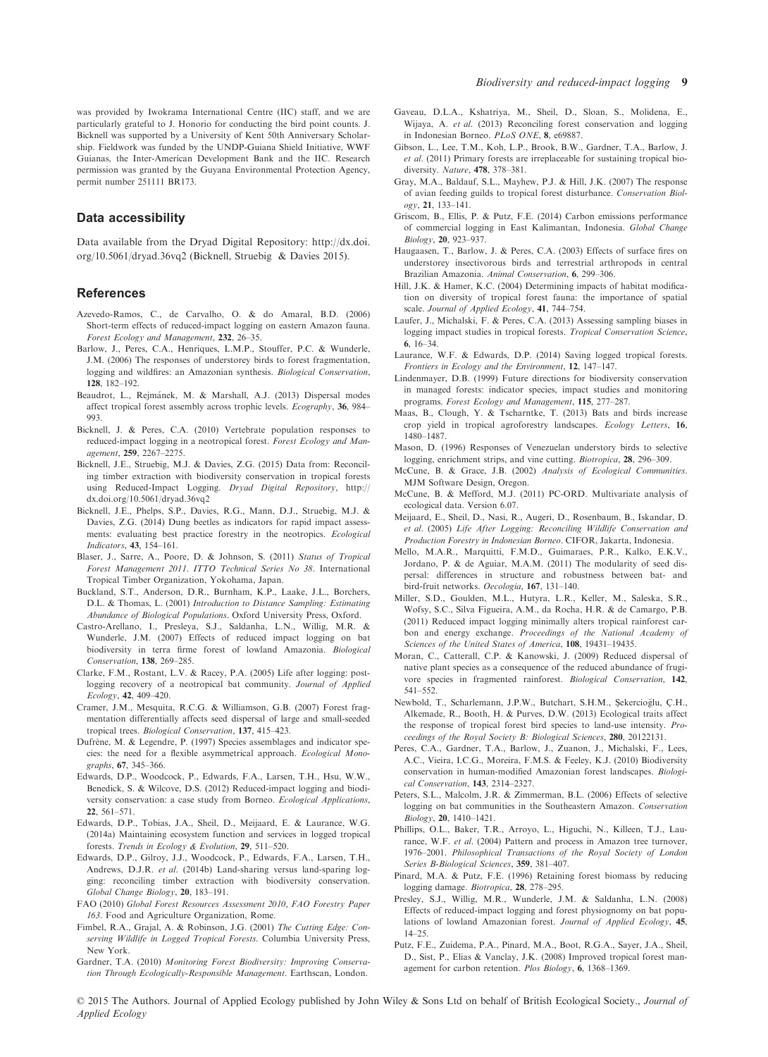was provided by Iwokrama International Centre (IIC) staff, and we are particularly grateful to J. Honorio for conducting the bird point counts. J. Bicknell was supported by a University of Kent 50th Anniversary Scholarship. Fieldwork was funded by the UNDP-Guiana Shield Initiative, WWF Guianas, the Inter-American Development Bank and the IIC. Research permission was granted by the Guyana Environmental Protection Agency, permit number 251111 BR173.

## Data accessibility

Data available from the Dryad Digital Repository: http://dx.doi.org/10.5061/dryad.36vq2 (Bicknell, Struebig & Davies 2015).

## References

Azevedo-Ramos, C., de Carvalho, O. & do Amaral, B.D. (2006) Short-term effects of reduced-impact logging on eastern Amazon fauna. *Forest Ecology and Management*, **232**, 26–35.

Barlow, J., Peres, C.A., Henriques, L.M.P., Stouffer, P.C. & Wunderle, J.M. (2006) The responses of understorey birds to forest fragmentation, logging and wildfires: an Amazonian synthesis. *Biological Conservation*, **128**, 182–192.

Beaudrot, L., Rejmánek, M. & Marshall, A.J. (2013) Dispersal modes affect tropical forest assembly across trophic levels. *Ecography*, **36**, 984–993.

Bicknell, J. & Peres, C.A. (2010) Vertebrate population responses to reduced-impact logging in a neotropical forest. *Forest Ecology and Management*, **259**, 2267–2275.

Bicknell, J.E., Struebig, M.J. & Davies, Z.G. (2015) Data from: Reconciling timber extraction with biodiversity conservation in tropical forests using Reduced-Impact Logging. *Dryad Digital Repository*, http://dx.doi.org/10.5061/dryad.36vq2

Bicknell, J.E., Phelps, S.P., Davies, R.G., Mann, D.J., Struebig, M.J. & Davies, Z.G. (2014) Dung beetles as indicators for rapid impact assessments: evaluating best practice forestry in the neotropics. *Ecological Indicators*, **43**, 154–161.

Blaser, J., Sarre, A., Poore, D. & Johnson, S. (2011) *Status of Tropical Forest Management 2011. ITTO Technical Series No 38*. International Tropical Timber Organization, Yokohama, Japan.

Buckland, S.T., Anderson, D.R., Burnham, K.P., Laake, J.L., Borchers, D.L. & Thomas, L. (2001) *Introduction to Distance Sampling: Estimating Abundance of Biological Populations*. Oxford University Press, Oxford.

Castro-Arellano, I., Presleya, S.J., Saldanha, L.N., Willig, M.R. & Wunderle, J.M. (2007) Effects of reduced impact logging on bat biodiversity in terra firme forest of lowland Amazonia. *Biological Conservation*, **138**, 269–285.

Clarke, F.M., Rostant, L.V. & Racey, P.A. (2005) Life after logging: post-logging recovery of a neotropical bat community. *Journal of Applied Ecology*, **42**, 409–420.

Cramer, J.M., Mesquita, R.C.G. & Williamson, G.B. (2007) Forest fragmentation differentially affects seed dispersal of large and small-seeded tropical trees. *Biological Conservation*, **137**, 415–423.

Dufrêne, M. & Legendre, P. (1997) Species assemblages and indicator species: the need for a flexible asymmetrical approach. *Ecological Monographs*, **67**, 345–366.

Edwards, D.P., Woodcock, P., Edwards, F.A., Larsen, T.H., Hsu, W.W., Benedick, S. & Wilcove, D.S. (2012) Reduced-impact logging and biodiversity conservation: a case study from Borneo. *Ecological Applications*, **22**, 561–571.

Edwards, D.P., Tobias, J.A., Sheil, D., Meijaard, E. & Laurance, W.G. (2014a) Maintaining ecosystem function and services in logged tropical forests. *Trends in Ecology & Evolution*, **29**, 511–520.

Edwards, D.P., Gilroy, J.J., Woodcock, P., Edwards, F.A., Larsen, T.H., Andrews, D.J.R. *et al.* (2014b) Land-sharing versus land-sparing logging: reconciling timber extraction with biodiversity conservation. *Global Change Biology*, **20**, 183–191.

FAO (2010) *Global Forest Resources Assessment 2010*, *FAO Forestry Paper 163*. Food and Agriculture Organization, Rome.

Fimbel, R.A., Grajal, A. & Robinson, J.G. (2001) *The Cutting Edge: Conserving Wildlife in Logged Tropical Forests*. Columbia University Press, New York.

Gardner, T.A. (2010) *Monitoring Forest Biodiversity: Improving Conservation Through Ecologically-Responsible Management*. Earthscan, London.

Gaveau, D.L.A., Kshatriya, M., Sheil, D., Sloan, S., Molidena, E., Wijaya, A. *et al.* (2013) Reconciling forest conservation and logging in Indonesian Borneo. *PLoS ONE*, **8**, e69887.

Gibson, L., Lee, T.M., Koh, L.P., Brook, B.W., Gardner, T.A., Barlow, J. *et al.* (2011) Primary forests are irreplaceable for sustaining tropical biodiversity. *Nature*, **478**, 378–381.

Gray, M.A., Baldauf, S.L., Mayhew, P.J. & Hill, J.K. (2007) The response of avian feeding guilds to tropical forest disturbance. *Conservation Biology*, **21**, 133–141.

Griscom, B., Ellis, P. & Putz, F.E. (2014) Carbon emissions performance of commercial logging in East Kalimantan, Indonesia. *Global Change Biology*, **20**, 923–937.

Haugaasen, T., Barlow, J. & Peres, C.A. (2003) Effects of surface fires on understorey insectivorous birds and terrestrial arthropods in central Brazilian Amazonia. *Animal Conservation*, **6**, 299–306.

Hill, J.K. & Hamer, K.C. (2004) Determining impacts of habitat modification on diversity of tropical forest fauna: the importance of spatial scale. *Journal of Applied Ecology*, **41**, 744–754.

Laufer, J., Michalski, F. & Peres, C.A. (2013) Assessing sampling biases in logging impact studies in tropical forests. *Tropical Conservation Science*, **6**, 16–34.

Laurance, W.F. & Edwards, D.P. (2014) Saving logged tropical forests. *Frontiers in Ecology and the Environment*, **12**, 147–147.

Lindenmayer, D.B. (1999) Future directions for biodiversity conservation in managed forests: indicator species, impact studies and monitoring programs. *Forest Ecology and Management*, **115**, 277–287.

Maas, B., Clough, Y. & Tscharntke, T. (2013) Bats and birds increase crop yield in tropical agroforestry landscapes. *Ecology Letters*, **16**, 1480–1487.

Mason, D. (1996) Responses of Venezuelan understory birds to selective logging, enrichment strips, and vine cutting. *Biotropica*, **28**, 296–309.

McCune, B. & Grace, J.B. (2002) *Analysis of Ecological Communities*. MJM Software Design, Oregon.

McCune, B. & Mefford, M.J. (2011) PC-ORD. Multivariate analysis of ecological data. Version 6.07.

Meijaard, E., Sheil, D., Nasi, R., Augeri, D., Rosenbaum, B., Iskandar, D. *et al.* (2005) *Life After Logging: Reconciling Wildlife Conservation and Production Forestry in Indonesian Borneo*. CIFOR, Jakarta, Indonesia.

Mello, M.A.R., Marquitti, F.M.D., Guimaraes, P.R., Kalko, E.K.V., Jordano, P. & de Aguiar, M.A.M. (2011) The modularity of seed dispersal: differences in structure and robustness between bat- and bird-fruit networks. *Oecologia*, **167**, 131–140.

Miller, S.D., Goulden, M.L., Hutyra, L.R., Keller, M., Saleska, S.R., Wofsy, S.C., Silva Figueira, A.M., da Rocha, H.R. & de Camargo, P.B. (2011) Reduced impact logging minimally alters tropical rainforest carbon and energy exchange. *Proceedings of the National Academy of Sciences of the United States of America*, **108**, 19431–19435.

Moran, C., Catterall, C.P. & Kanowski, J. (2009) Reduced dispersal of native plant species as a consequence of the reduced abundance of frugivore species in fragmented rainforest. *Biological Conservation*, **142**, 541–552.

Newbold, T., Scharlemann, J.P.W., Butchart, S.H.M., Şekercioğlu, Ç.H., Alkemade, R., Booth, H. & Purves, D.W. (2013) Ecological traits affect the response of tropical forest bird species to land-use intensity. *Proceedings of the Royal Society B: Biological Sciences*, **280**, 20122131.

Peres, C.A., Gardner, T.A., Barlow, J., Zuanon, J., Michalski, F., Lees, A.C., Vieira, I.C.G., Moreira, F.M.S. & Feeley, K.J. (2010) Biodiversity conservation in human-modified Amazonian forest landscapes. *Biological Conservation*, **143**, 2314–2327.

Peters, S.L., Malcolm, J.R. & Zimmerman, B.L. (2006) Effects of selective logging on bat communities in the Southeastern Amazon. *Conservation Biology*, **20**, 1410–1421.

Phillips, O.L., Baker, T.R., Arroyo, L., Higuchi, N., Killeen, T.J., Laurance, W.F. *et al.* (2004) Pattern and process in Amazon tree turnover, 1976–2001. *Philosophical Transactions of the Royal Society of London Series B-Biological Sciences*, **359**, 381–407.

Pinard, M.A. & Putz, F.E. (1996) Retaining forest biomass by reducing logging damage. *Biotropica*, **28**, 278–295.

Presley, S.J., Willig, M.R., Wunderle, J.M. & Saldanha, L.N. (2008) Effects of reduced-impact logging and forest physiognomy on bat populations of lowland Amazonian forest. *Journal of Applied Ecology*, **45**, 14–25.

Putz, F.E., Zuidema, P.A., Pinard, M.A., Boot, R.G.A., Sayer, J.A., Sheil, D., Sist, P., Elias & Vanclay, J.K. (2008) Improved tropical forest management for carbon retention. *Plos Biology*, **6**, 1368–1369.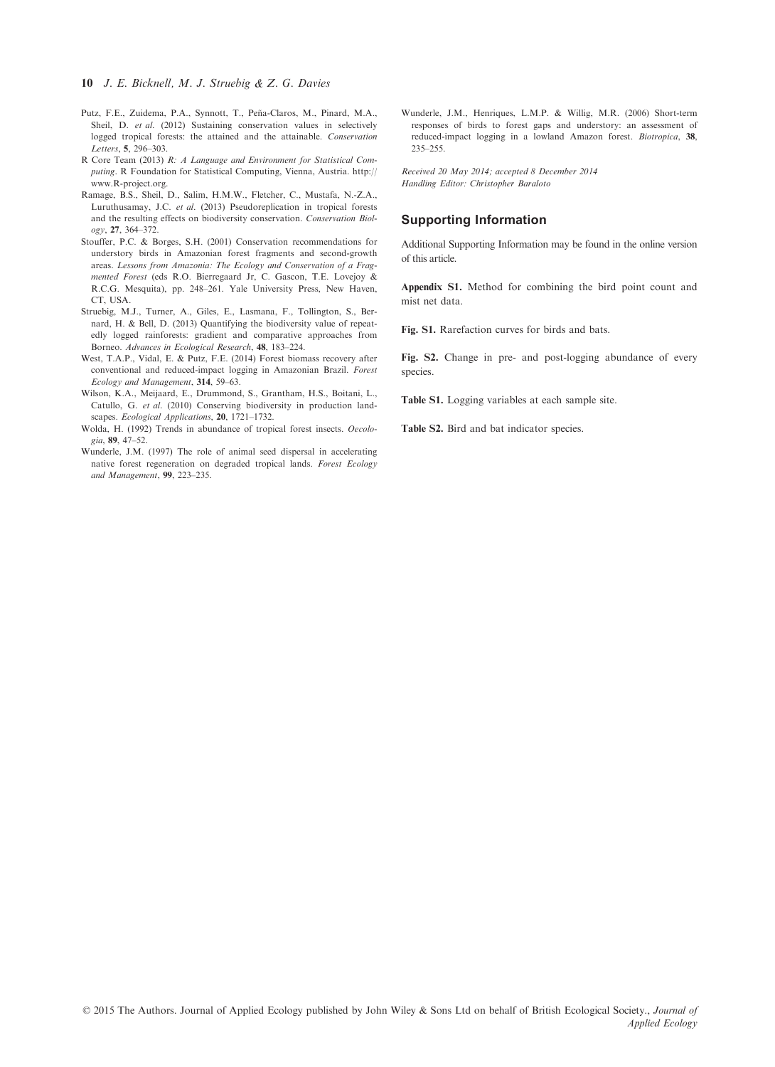Putz, F.E., Zuidema, P.A., Synnott, T., Peña-Claros, M., Pinard, M.A., Sheil, D. *et al.* (2012) Sustaining conservation values in selectively logged tropical forests: the attained and the attainable. *Conservation Letters*, **5**, 296–303.

R Core Team (2013) *R: A Language and Environment for Statistical Computing*. R Foundation for Statistical Computing, Vienna, Austria. http://www.R-project.org.

Ramage, B.S., Sheil, D., Salim, H.M.W., Fletcher, C., Mustafa, N.-Z.A., Luruthusamay, J.C. *et al.* (2013) Pseudoreplication in tropical forests and the resulting effects on biodiversity conservation. *Conservation Biology*, **27**, 364–372.

Stouffer, P.C. & Borges, S.H. (2001) Conservation recommendations for understory birds in Amazonian forest fragments and second-growth areas. *Lessons from Amazonia: The Ecology and Conservation of a Fragmented Forest* (eds R.O. Bierregaard Jr, C. Gascon, T.E. Lovejoy & R.C.G. Mesquita), pp. 248–261. Yale University Press, New Haven, CT, USA.

Struebig, M.J., Turner, A., Giles, E., Lasmana, F., Tollington, S., Bernard, H. & Bell, D. (2013) Quantifying the biodiversity value of repeatedly logged rainforests: gradient and comparative approaches from Borneo. *Advances in Ecological Research*, **48**, 183–224.

West, T.A.P., Vidal, E. & Putz, F.E. (2014) Forest biomass recovery after conventional and reduced-impact logging in Amazonian Brazil. *Forest Ecology and Management*, **314**, 59–63.

Wilson, K.A., Meijaard, E., Drummond, S., Grantham, H.S., Boitani, L., Catullo, G. *et al.* (2010) Conserving biodiversity in production landscapes. *Ecological Applications*, **20**, 1721–1732.

Wolda, H. (1992) Trends in abundance of tropical forest insects. *Oecologia*, **89**, 47–52.

Wunderle, J.M. (1997) The role of animal seed dispersal in accelerating native forest regeneration on degraded tropical lands. *Forest Ecology and Management*, **99**, 223–235.

Wunderle, J.M., Henriques, L.M.P. & Willig, M.R. (2006) Short-term responses of birds to forest gaps and understory: an assessment of reduced-impact logging in a lowland Amazon forest. *Biotropica*, **38**, 235–255.

*Received 20 May 2014; accepted 8 December 2014*
*Handling Editor: Christopher Baraloto*

## Supporting Information

Additional Supporting Information may be found in the online version of this article.

**Appendix S1.** Method for combining the bird point count and mist net data.

**Fig. S1.** Rarefaction curves for birds and bats.

**Fig. S2.** Change in pre- and post-logging abundance of every species.

**Table S1.** Logging variables at each sample site.

**Table S2.** Bird and bat indicator species.